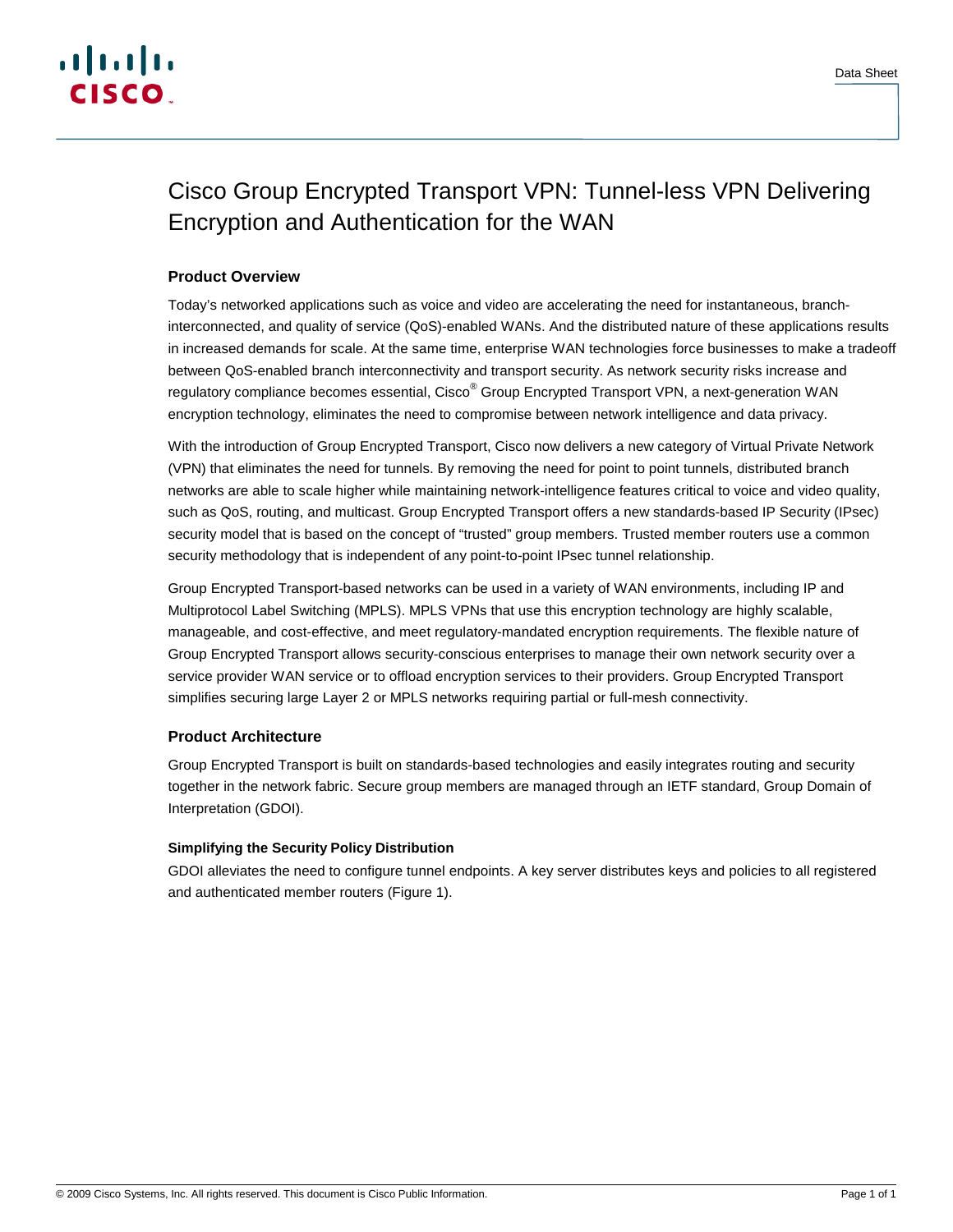# Cisco Group Encrypted Transport VPN: Tunnel-less VPN Delivering Encryption and Authentication for the WAN

## Product Overview

Today's networked applications such as voice and video are accelerating the need for instantaneous, branch-interconnected, and quality of service (QoS)-enabled WANs. And the distributed nature of these applications results in increased demands for scale. At the same time, enterprise WAN technologies force businesses to make a tradeoff between QoS-enabled branch interconnectivity and transport security. As network security risks increase and regulatory compliance becomes essential, Cisco® Group Encrypted Transport VPN, a next-generation WAN encryption technology, eliminates the need to compromise between network intelligence and data privacy.

With the introduction of Group Encrypted Transport, Cisco now delivers a new category of Virtual Private Network (VPN) that eliminates the need for tunnels. By removing the need for point to point tunnels, distributed branch networks are able to scale higher while maintaining network-intelligence features critical to voice and video quality, such as QoS, routing, and multicast. Group Encrypted Transport offers a new standards-based IP Security (IPsec) security model that is based on the concept of "trusted" group members. Trusted member routers use a common security methodology that is independent of any point-to-point IPsec tunnel relationship.

Group Encrypted Transport-based networks can be used in a variety of WAN environments, including IP and Multiprotocol Label Switching (MPLS). MPLS VPNs that use this encryption technology are highly scalable, manageable, and cost-effective, and meet regulatory-mandated encryption requirements. The flexible nature of Group Encrypted Transport allows security-conscious enterprises to manage their own network security over a service provider WAN service or to offload encryption services to their providers. Group Encrypted Transport simplifies securing large Layer 2 or MPLS networks requiring partial or full-mesh connectivity.

## Product Architecture

Group Encrypted Transport is built on standards-based technologies and easily integrates routing and security together in the network fabric. Secure group members are managed through an IETF standard, Group Domain of Interpretation (GDOI).

### Simplifying the Security Policy Distribution

GDOI alleviates the need to configure tunnel endpoints. A key server distributes keys and policies to all registered and authenticated member routers (Figure 1).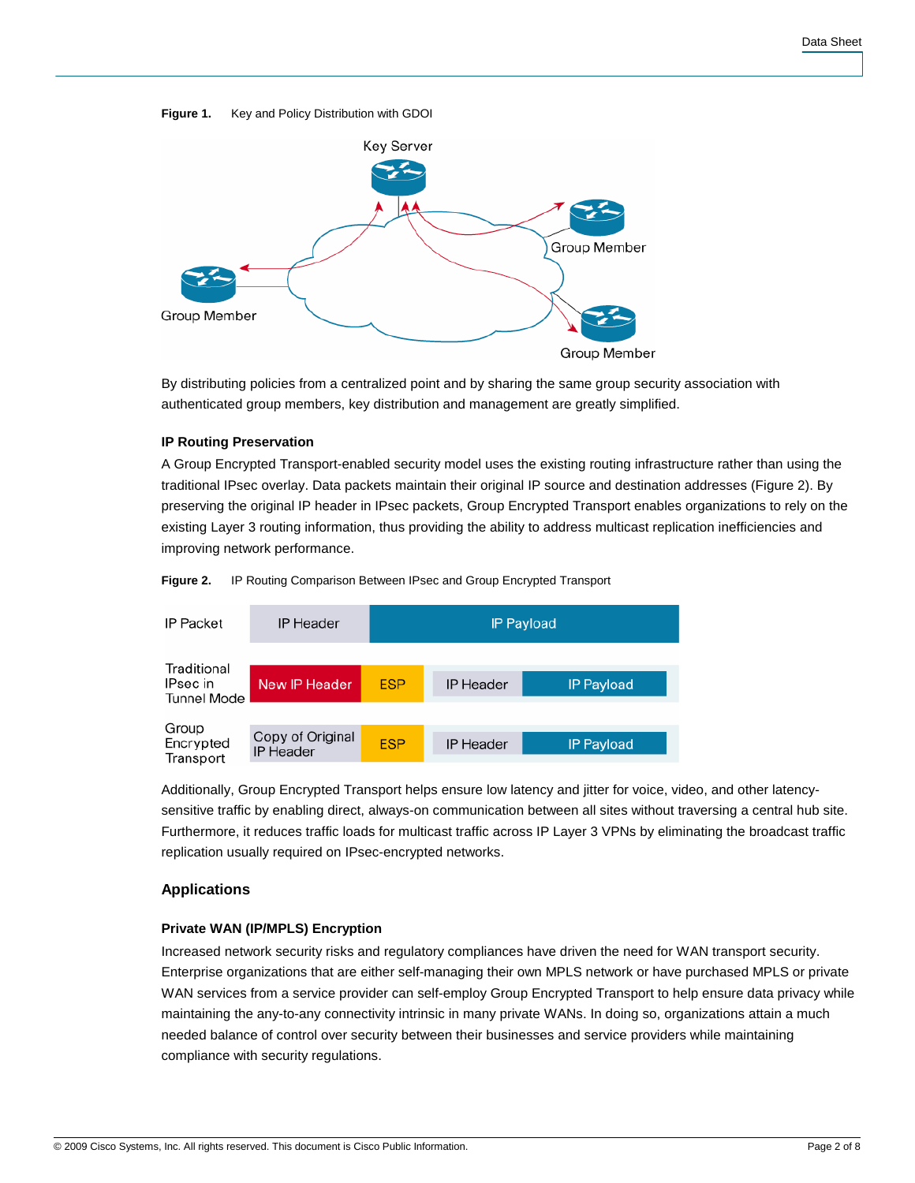**Figure 1.** Key and Policy Distribution with GDOI

By distributing policies from a centralized point and by sharing the same group security association with authenticated group members, key distribution and management are greatly simplified.

#### IP Routing Preservation

A Group Encrypted Transport-enabled security model uses the existing routing infrastructure rather than using the traditional IPsec overlay. Data packets maintain their original IP source and destination addresses (Figure 2). By preserving the original IP header in IPsec packets, Group Encrypted Transport enables organizations to rely on the existing Layer 3 routing information, thus providing the ability to address multicast replication inefficiencies and improving network performance.

**Figure 2.** IP Routing Comparison Between IPsec and Group Encrypted Transport

| | | | | |
|---|---|---|---|---|
| IP Packet | IP Header | IP Payload | | |
| Traditional IPsec in Tunnel Mode | New IP Header | ESP | IP Header | IP Payload |
| Group Encrypted Transport | Copy of Original IP Header | ESP | IP Header | IP Payload |

Additionally, Group Encrypted Transport helps ensure low latency and jitter for voice, video, and other latency-sensitive traffic by enabling direct, always-on communication between all sites without traversing a central hub site. Furthermore, it reduces traffic loads for multicast traffic across IP Layer 3 VPNs by eliminating the broadcast traffic replication usually required on IPsec-encrypted networks.

### Applications

#### Private WAN (IP/MPLS) Encryption

Increased network security risks and regulatory compliances have driven the need for WAN transport security. Enterprise organizations that are either self-managing their own MPLS network or have purchased MPLS or private WAN services from a service provider can self-employ Group Encrypted Transport to help ensure data privacy while maintaining the any-to-any connectivity intrinsic in many private WANs. In doing so, organizations attain a much needed balance of control over security between their businesses and service providers while maintaining compliance with security regulations.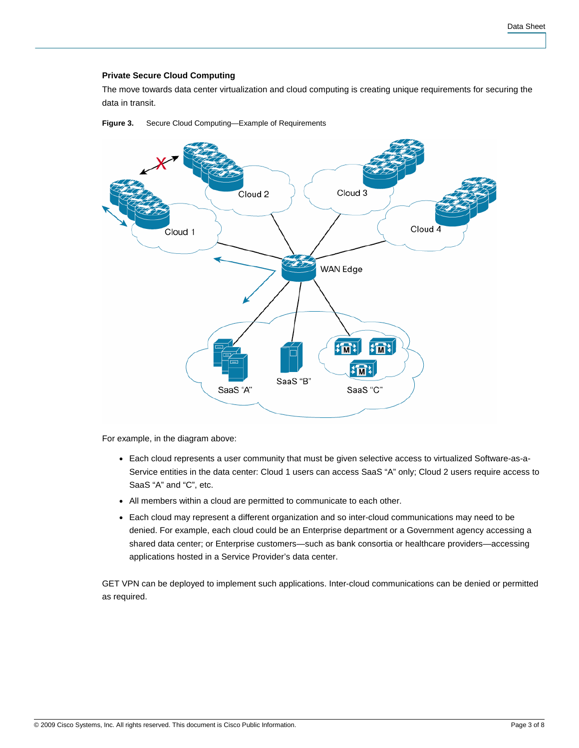**Private Secure Cloud Computing**

The move towards data center virtualization and cloud computing is creating unique requirements for securing the data in transit.

**Figure 3.** Secure Cloud Computing—Example of Requirements

Cloud 1
Cloud 2
Cloud 3
Cloud 4
WAN Edge
SaaS "A"
SaaS "B"
SaaS "C"

For example, in the diagram above:

- Each cloud represents a user community that must be given selective access to virtualized Software-as-a-Service entities in the data center: Cloud 1 users can access SaaS "A" only; Cloud 2 users require access to SaaS "A" and "C", etc.
- All members within a cloud are permitted to communicate to each other.
- Each cloud may represent a different organization and so inter-cloud communications may need to be denied. For example, each cloud could be an Enterprise department or a Government agency accessing a shared data center; or Enterprise customers—such as bank consortia or healthcare providers—accessing applications hosted in a Service Provider's data center.

GET VPN can be deployed to implement such applications. Inter-cloud communications can be denied or permitted as required.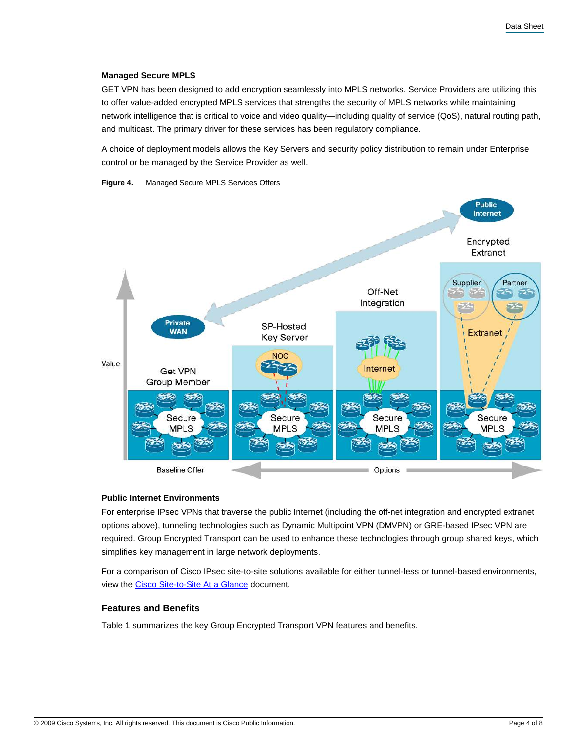**Managed Secure MPLS**

GET VPN has been designed to add encryption seamlessly into MPLS networks. Service Providers are utilizing this to offer value-added encrypted MPLS services that strengths the security of MPLS networks while maintaining network intelligence that is critical to voice and video quality—including quality of service (QoS), natural routing path, and multicast. The primary driver for these services has been regulatory compliance.

A choice of deployment models allows the Key Servers and security policy distribution to remain under Enterprise control or be managed by the Service Provider as well.

**Figure 4.** Managed Secure MPLS Services Offers

Public Internet
Encrypted Extranet
Supplier
Partner
Extranet
Off-Net Integration
Internet
Private WAN
SP-Hosted Key Server
NOC
Value
Get VPN Group Member
Secure MPLS
Secure MPLS
Secure MPLS
Secure MPLS
Baseline Offer
Options

**Public Internet Environments**

For enterprise IPsec VPNs that traverse the public Internet (including the off-net integration and encrypted extranet options above), tunneling technologies such as Dynamic Multipoint VPN (DMVPN) or GRE-based IPsec VPN are required. Group Encrypted Transport can be used to enhance these technologies through group shared keys, which simplifies key management in large network deployments.

For a comparison of Cisco IPsec site-to-site solutions available for either tunnel-less or tunnel-based environments, view the Cisco Site-to-Site At a Glance document.

## Features and Benefits

Table 1 summarizes the key Group Encrypted Transport VPN features and benefits.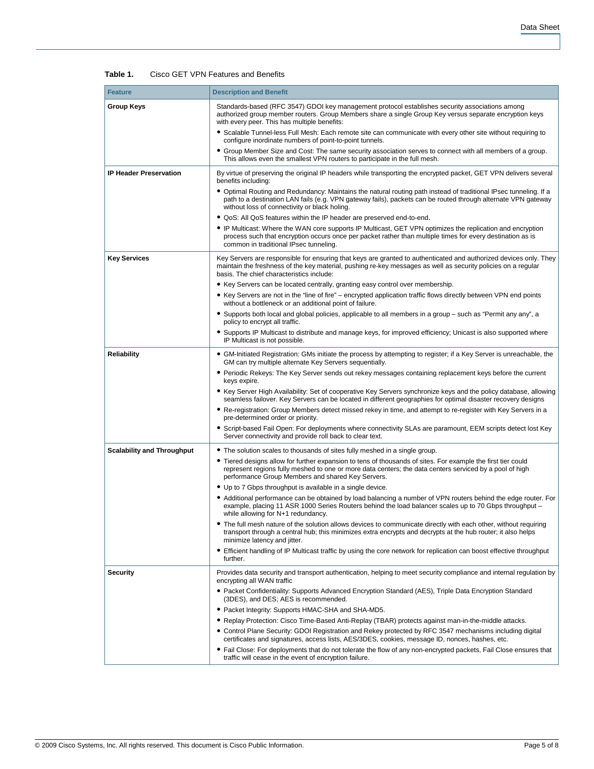**Table 1.** Cisco GET VPN Features and Benefits

| Feature | Description and Benefit |
| --- | --- |
| **Group Keys** | Standards-based (RFC 3547) GDOI key management protocol establishes security associations among authorized group member routers. Group Members share a single Group Key versus separate encryption keys with every peer. This has multiple benefits:<br>• Scalable Tunnel-less Full Mesh: Each remote site can communicate with every other site without requiring to configure inordinate numbers of point-to-point tunnels.<br>• Group Member Size and Cost: The same security association serves to connect with all members of a group. This allows even the smallest VPN routers to participate in the full mesh. |
| **IP Header Preservation** | By virtue of preserving the original IP headers while transporting the encrypted packet, GET VPN delivers several benefits including:<br>• Optimal Routing and Redundancy: Maintains the natural routing path instead of traditional IPsec tunneling. If a path to a destination LAN fails (e.g. VPN gateway fails), packets can be routed through alternate VPN gateway without loss of connectivity or black holing.<br>• QoS: All QoS features within the IP header are preserved end-to-end.<br>• IP Multicast: Where the WAN core supports IP Multicast, GET VPN optimizes the replication and encryption process such that encryption occurs once per packet rather than multiple times for every destination as is common in traditional IPsec tunneling. |
| **Key Services** | Key Servers are responsible for ensuring that keys are granted to authenticated and authorized devices only. They maintain the freshness of the key material, pushing re-key messages as well as security policies on a regular basis. The chief characteristics include:<br>• Key Servers can be located centrally, granting easy control over membership.<br>• Key Servers are not in the "line of fire" – encrypted application traffic flows directly between VPN end points without a bottleneck or an additional point of failure.<br>• Supports both local and global policies, applicable to all members in a group – such as "Permit any any", a policy to encrypt all traffic.<br>• Supports IP Multicast to distribute and manage keys, for improved efficiency; Unicast is also supported where IP Multicast is not possible. |
| **Reliability** | • GM-Initiated Registration: GMs initiate the process by attempting to register; if a Key Server is unreachable, the GM can try multiple alternate Key Servers sequentially.<br>• Periodic Rekeys: The Key Server sends out rekey messages containing replacement keys before the current keys expire.<br>• Key Server High Availability: Set of cooperative Key Servers synchronize keys and the policy database, allowing seamless failover. Key Servers can be located in different geographies for optimal disaster recovery designs<br>• Re-registration: Group Members detect missed rekey in time, and attempt to re-register with Key Servers in a pre-determined order or priority.<br>• Script-based Fail Open: For deployments where connectivity SLAs are paramount, EEM scripts detect lost Key Server connectivity and provide roll back to clear text. |
| **Scalability and Throughput** | • The solution scales to thousands of sites fully meshed in a single group.<br>• Tiered designs allow for further expansion to tens of thousands of sites. For example the first tier could represent regions fully meshed to one or more data centers; the data centers serviced by a pool of high performance Group Members and shared Key Servers.<br>• Up to 7 Gbps throughput is available in a single device.<br>• Additional performance can be obtained by load balancing a number of VPN routers behind the edge router. For example, placing 11 ASR 1000 Series Routers behind the load balancer scales up to 70 Gbps throughput – while allowing for N+1 redundancy.<br>• The full mesh nature of the solution allows devices to communicate directly with each other, without requiring transport through a central hub; this minimizes extra encrypts and decrypts at the hub router; it also helps minimize latency and jitter.<br>• Efficient handling of IP Multicast traffic by using the core network for replication can boost effective throughput further. |
| **Security** | Provides data security and transport authentication, helping to meet security compliance and internal regulation by encrypting all WAN traffic<br>• Packet Confidentiality: Supports Advanced Encryption Standard (AES), Triple Data Encryption Standard (3DES), and DES; AES is recommended.<br>• Packet Integrity: Supports HMAC-SHA and SHA-MD5.<br>• Replay Protection: Cisco Time-Based Anti-Replay (TBAR) protects against man-in-the-middle attacks.<br>• Control Plane Security: GDOI Registration and Rekey protected by RFC 3547 mechanisms including digital certificates and signatures, access lists, AES/3DES, cookies, message ID, nonces, hashes, etc.<br>• Fail Close: For deployments that do not tolerate the flow of any non-encrypted packets, Fail Close ensures that traffic will cease in the event of encryption failure. |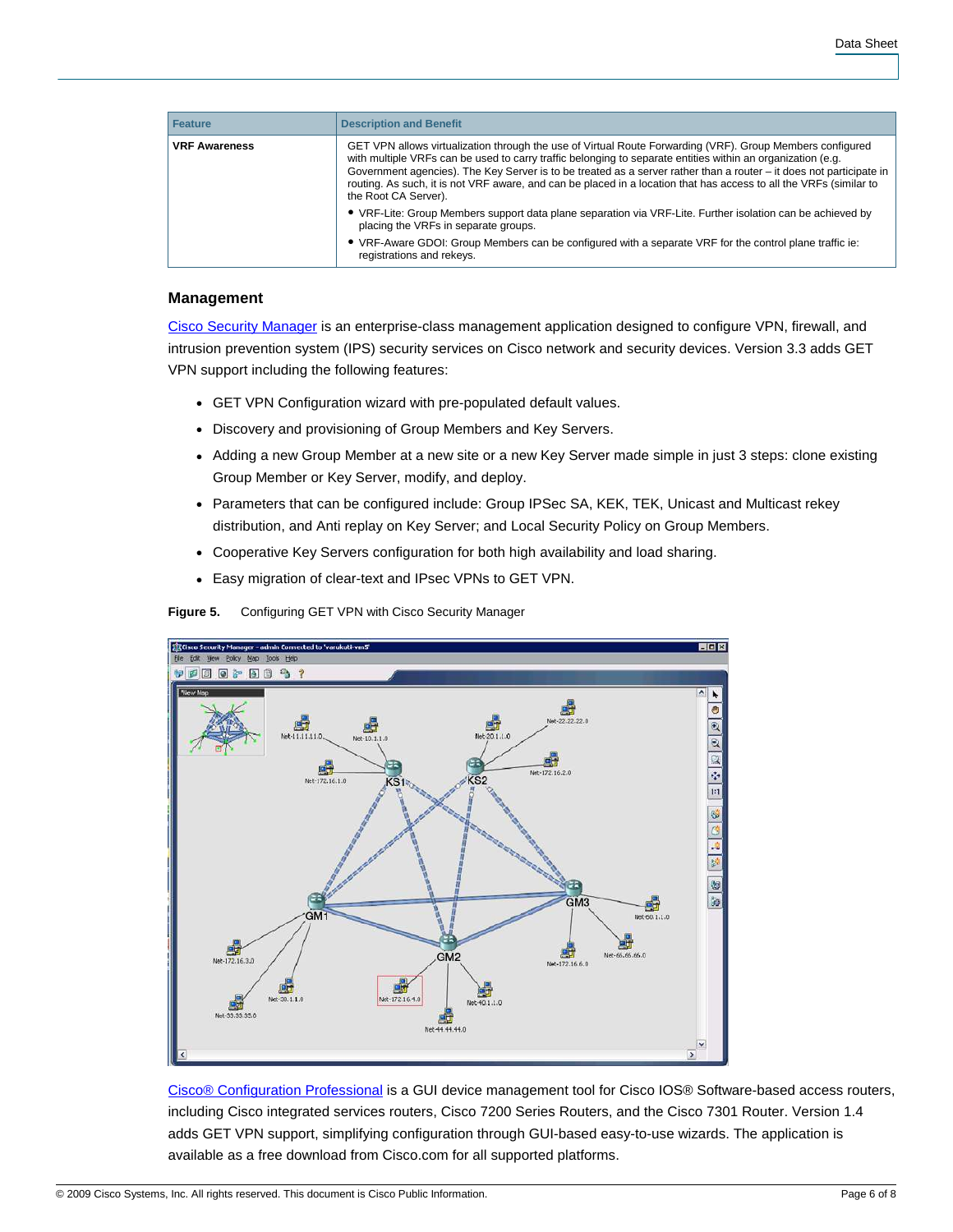| Feature | Description and Benefit |
|---|---|
| **VRF Awareness** | GET VPN allows virtualization through the use of Virtual Route Forwarding (VRF). Group Members configured with multiple VRFs can be used to carry traffic belonging to separate entities within an organization (e.g. Government agencies). The Key Server is to be treated as a server rather than a router – it does not participate in routing. As such, it is not VRF aware, and can be placed in a location that has access to all the VRFs (similar to the Root CA Server).<br>• VRF-Lite: Group Members support data plane separation via VRF-Lite. Further isolation can be achieved by placing the VRFs in separate groups.<br>• VRF-Aware GDOI: Group Members can be configured with a separate VRF for the control plane traffic ie: registrations and rekeys. |

### Management

Cisco Security Manager is an enterprise-class management application designed to configure VPN, firewall, and intrusion prevention system (IPS) security services on Cisco network and security devices. Version 3.3 adds GET VPN support including the following features:

- GET VPN Configuration wizard with pre-populated default values.
- Discovery and provisioning of Group Members and Key Servers.
- Adding a new Group Member at a new site or a new Key Server made simple in just 3 steps: clone existing Group Member or Key Server, modify, and deploy.
- Parameters that can be configured include: Group IPSec SA, KEK, TEK, Unicast and Multicast rekey distribution, and Anti replay on Key Server; and Local Security Policy on Group Members.
- Cooperative Key Servers configuration for both high availability and load sharing.
- Easy migration of clear-text and IPsec VPNs to GET VPN.

**Figure 5.** Configuring GET VPN with Cisco Security Manager

Cisco® Configuration Professional is a GUI device management tool for Cisco IOS® Software-based access routers, including Cisco integrated services routers, Cisco 7200 Series Routers, and the Cisco 7301 Router. Version 1.4 adds GET VPN support, simplifying configuration through GUI-based easy-to-use wizards. The application is available as a free download from Cisco.com for all supported platforms.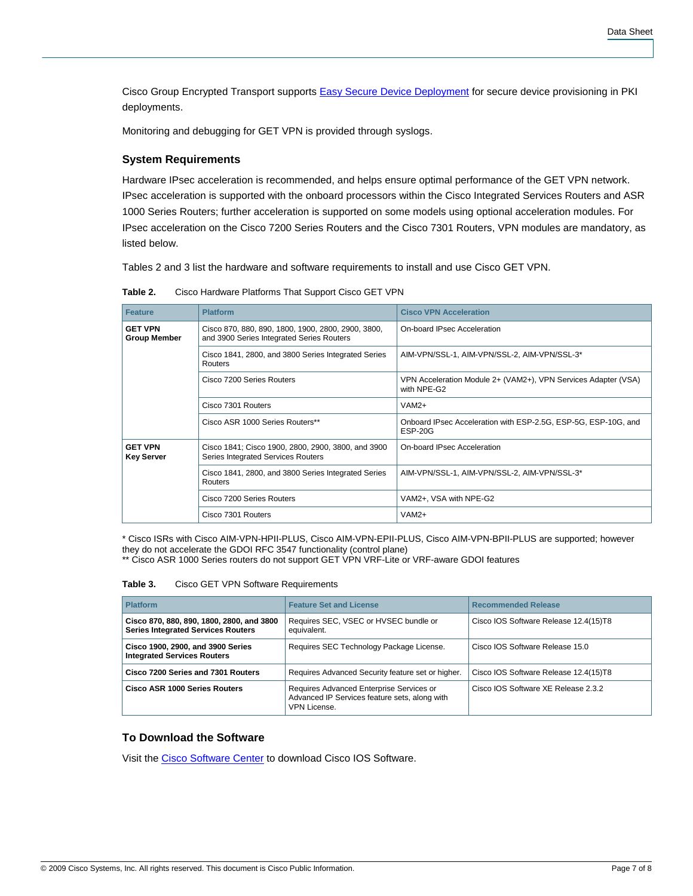Cisco Group Encrypted Transport supports [Easy Secure Device Deployment] for secure device provisioning in PKI deployments.

Monitoring and debugging for GET VPN is provided through syslogs.

### System Requirements

Hardware IPsec acceleration is recommended, and helps ensure optimal performance of the GET VPN network. IPsec acceleration is supported with the onboard processors within the Cisco Integrated Services Routers and ASR 1000 Series Routers; further acceleration is supported on some models using optional acceleration modules. For IPsec acceleration on the Cisco 7200 Series Routers and the Cisco 7301 Routers, VPN modules are mandatory, as listed below.

Tables 2 and 3 list the hardware and software requirements to install and use Cisco GET VPN.

**Table 2.** Cisco Hardware Platforms That Support Cisco GET VPN

| Feature | Platform | Cisco VPN Acceleration |
|---|---|---|
| **GET VPN Group Member** | Cisco 870, 880, 890, 1800, 1900, 2800, 2900, 3800, and 3900 Series Integrated Series Routers | On-board IPsec Acceleration |
| | Cisco 1841, 2800, and 3800 Series Integrated Series Routers | AIM-VPN/SSL-1, AIM-VPN/SSL-2, AIM-VPN/SSL-3* |
| | Cisco 7200 Series Routers | VPN Acceleration Module 2+ (VAM2+), VPN Services Adapter (VSA) with NPE-G2 |
| | Cisco 7301 Routers | VAM2+ |
| | Cisco ASR 1000 Series Routers** | Onboard IPsec Acceleration with ESP-2.5G, ESP-5G, ESP-10G, and ESP-20G |
| **GET VPN Key Server** | Cisco 1841; Cisco 1900, 2800, 2900, 3800, and 3900 Series Integrated Services Routers | On-board IPsec Acceleration |
| | Cisco 1841, 2800, and 3800 Series Integrated Series Routers | AIM-VPN/SSL-1, AIM-VPN/SSL-2, AIM-VPN/SSL-3* |
| | Cisco 7200 Series Routers | VAM2+, VSA with NPE-G2 |
| | Cisco 7301 Routers | VAM2+ |

* Cisco ISRs with Cisco AIM-VPN-HPII-PLUS, Cisco AIM-VPN-EPII-PLUS, Cisco AIM-VPN-BPII-PLUS are supported; however they do not accelerate the GDOI RFC 3547 functionality (control plane)
** Cisco ASR 1000 Series routers do not support GET VPN VRF-Lite or VRF-aware GDOI features

**Table 3.** Cisco GET VPN Software Requirements

| Platform | Feature Set and License | Recommended Release |
|---|---|---|
| **Cisco 870, 880, 890, 1800, 2800, and 3800 Series Integrated Services Routers** | Requires SEC, VSEC or HVSEC bundle or equivalent. | Cisco IOS Software Release 12.4(15)T8 |
| **Cisco 1900, 2900, and 3900 Series Integrated Services Routers** | Requires SEC Technology Package License. | Cisco IOS Software Release 15.0 |
| **Cisco 7200 Series and 7301 Routers** | Requires Advanced Security feature set or higher. | Cisco IOS Software Release 12.4(15)T8 |
| **Cisco ASR 1000 Series Routers** | Requires Advanced Enterprise Services or Advanced IP Services feature sets, along with VPN License. | Cisco IOS Software XE Release 2.3.2 |

### To Download the Software

Visit the [Cisco Software Center] to download Cisco IOS Software.